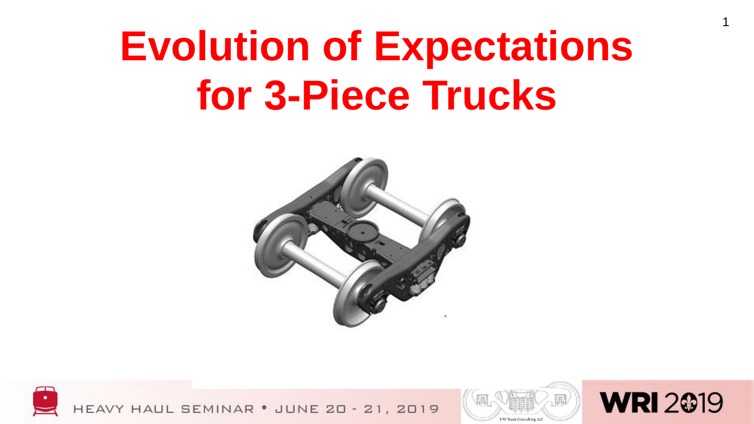# Evolution of Expectations for 3-Piece Trucks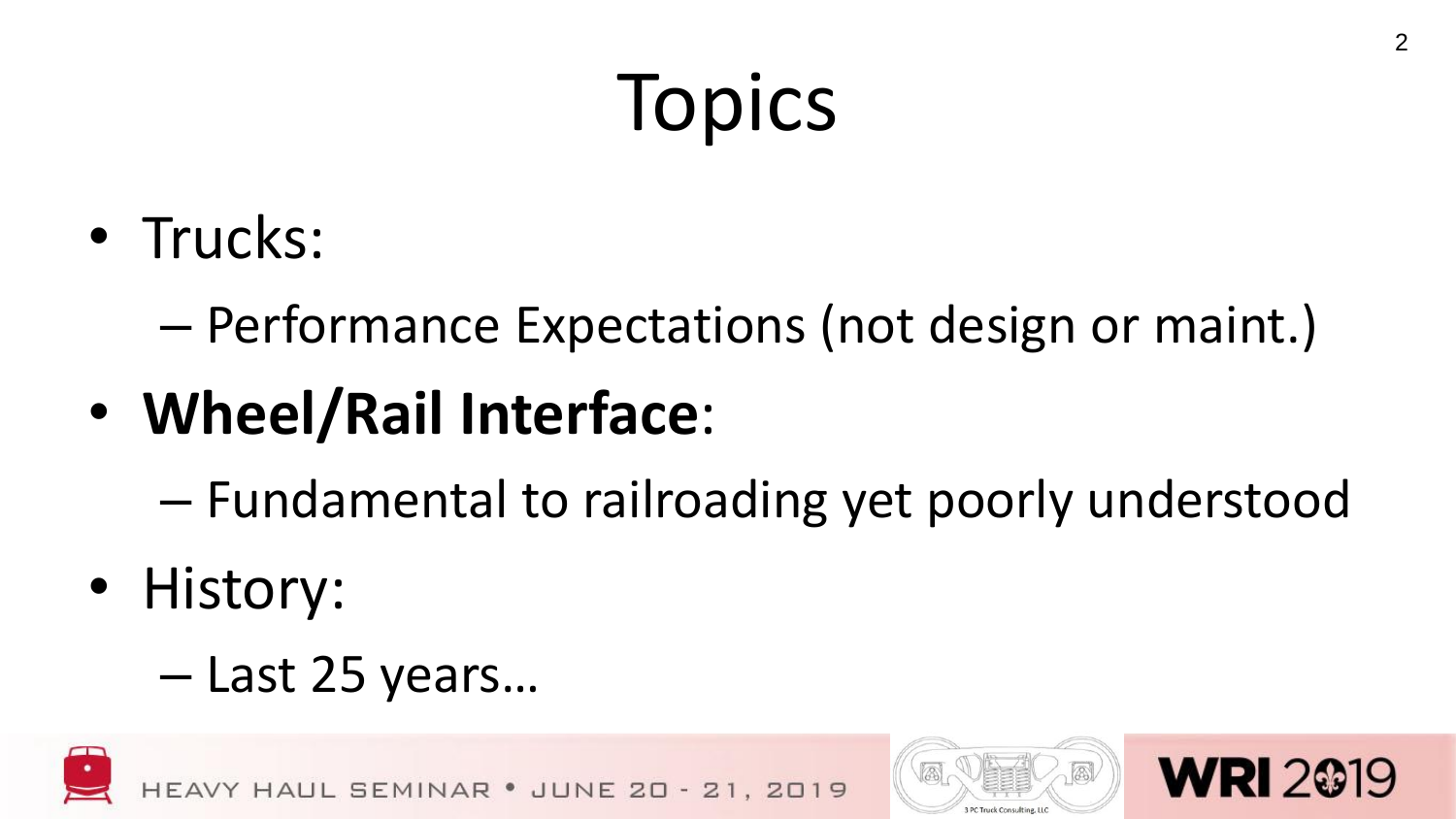# Topics

- Trucks:
  - Performance Expectations (not design or maint.)
- **Wheel/Rail Interface**:
  - Fundamental to railroading yet poorly understood
- History:
  - Last 25 years…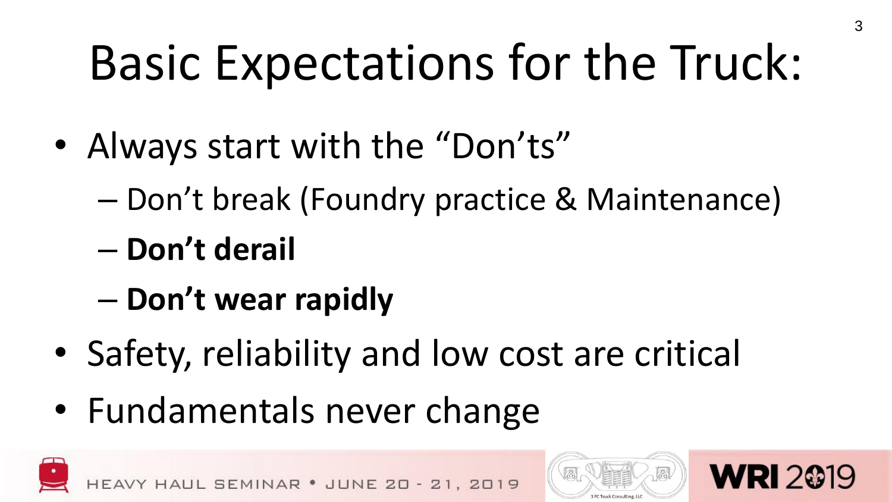# Basic Expectations for the Truck:

- Always start with the "Don'ts"
  - Don't break (Foundry practice & Maintenance)
  - **Don't derail**
  - **Don't wear rapidly**
- Safety, reliability and low cost are critical
- Fundamentals never change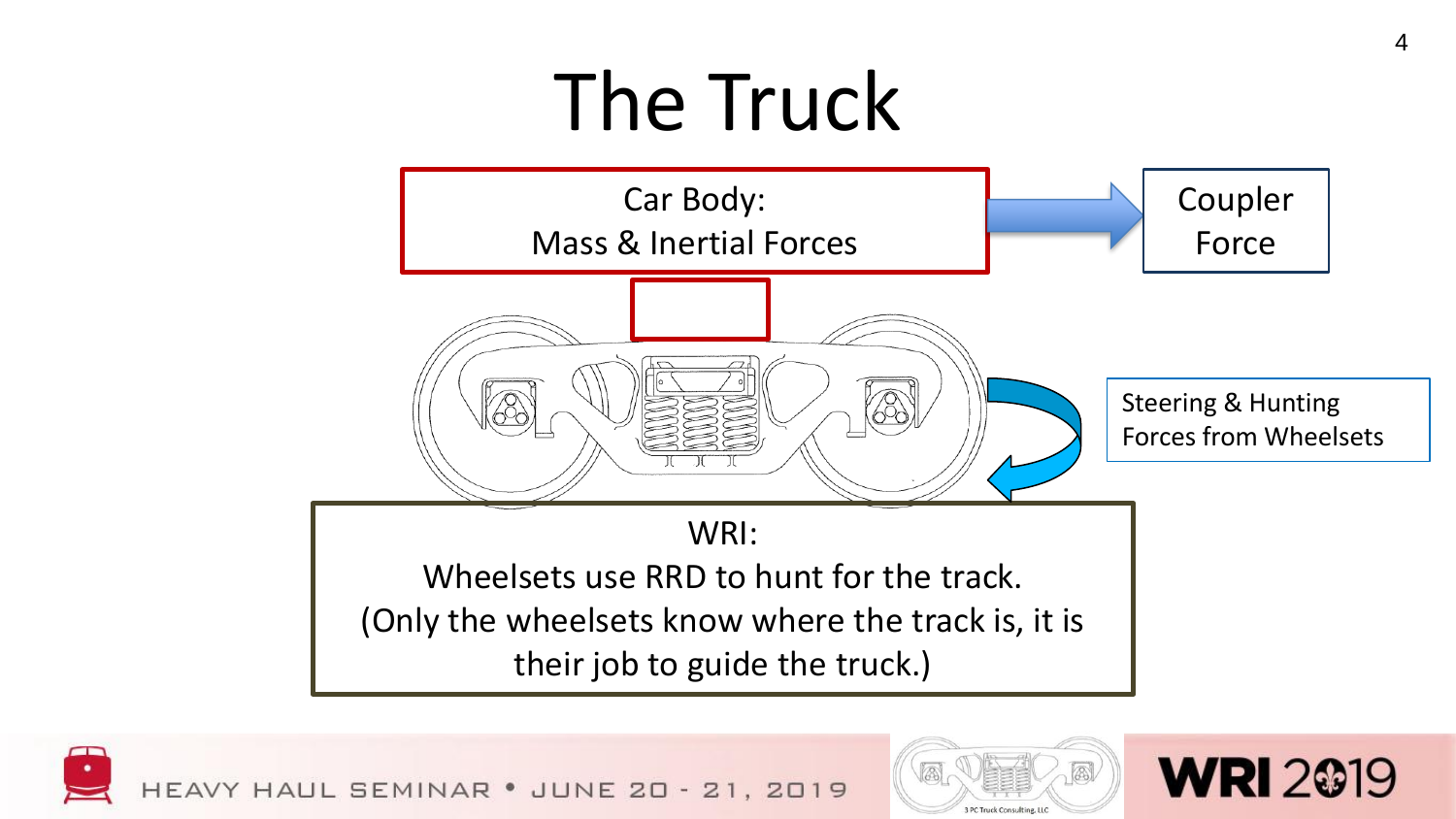# The Truck

Car Body:
Mass & Inertial Forces

Coupler Force

Steering & Hunting Forces from Wheelsets

WRI:
Wheelsets use RRD to hunt for the track.
(Only the wheelsets know where the track is, it is their job to guide the truck.)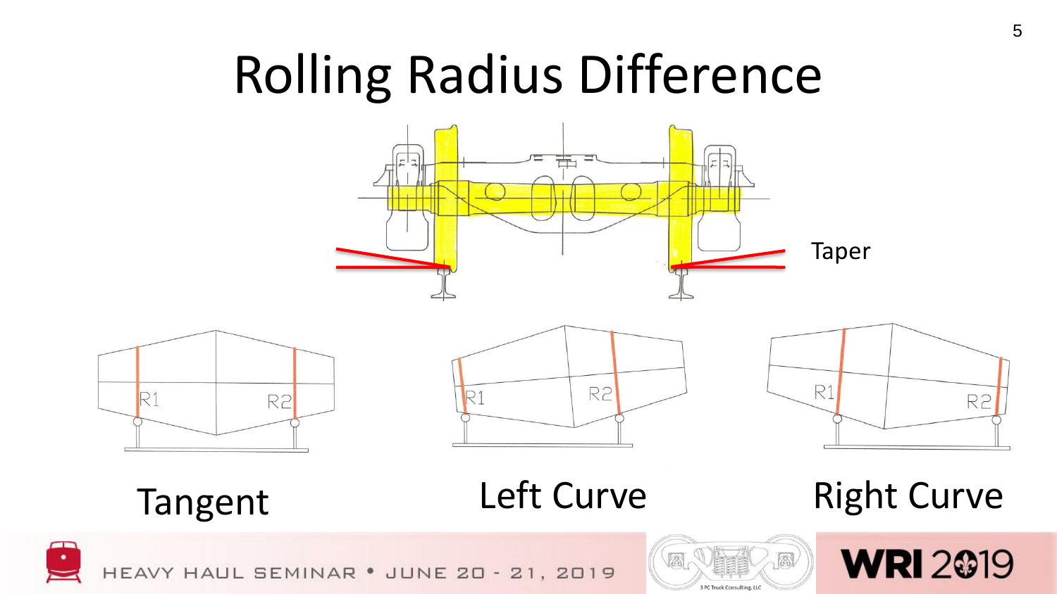# Rolling Radius Difference

Taper

R1 R2

Tangent

R1 R2

Left Curve

R1 R2

Right Curve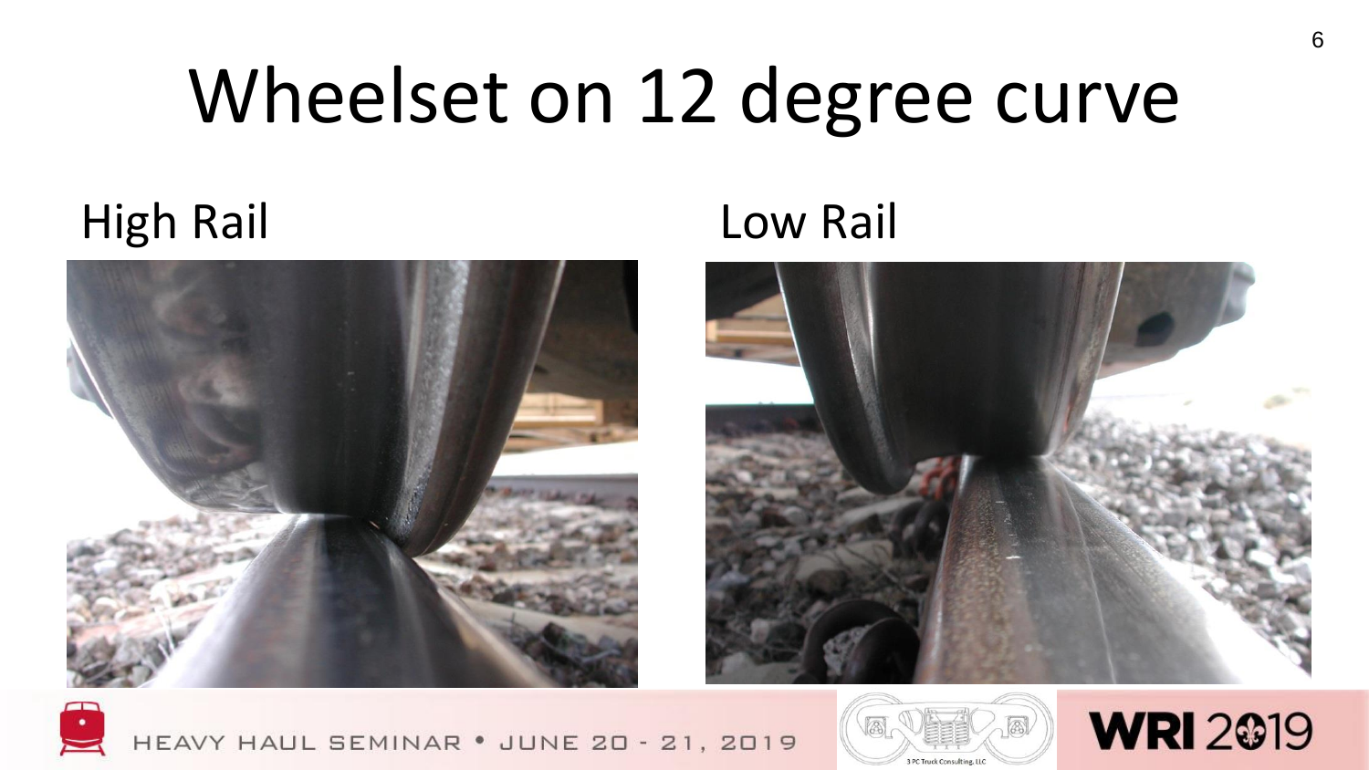# Wheelset on 12 degree curve

## High Rail

## Low Rail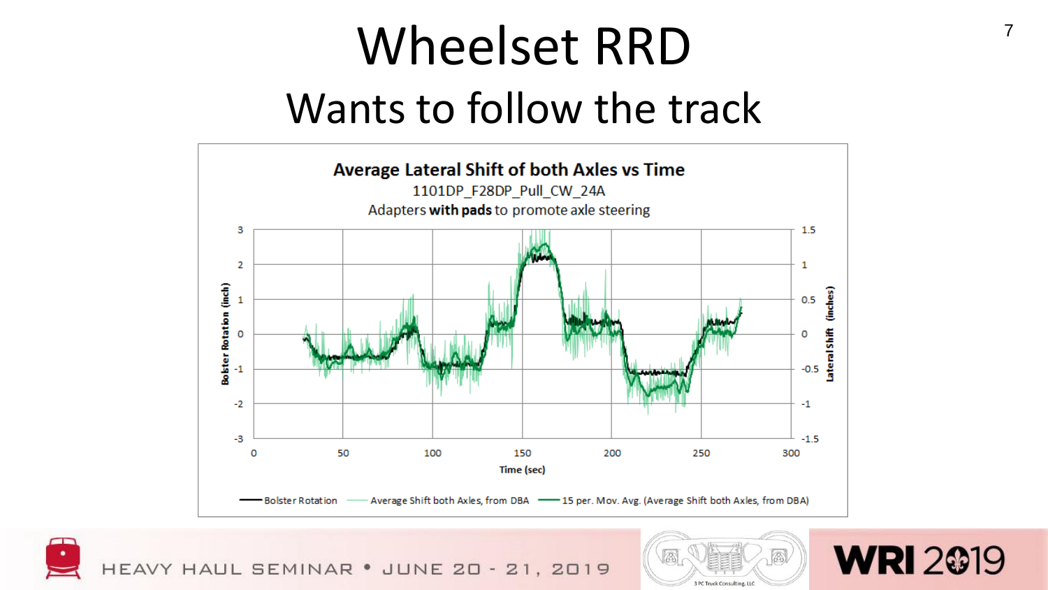# Wheelset RRD

## Wants to follow the track

**Average Lateral Shift of both Axles vs Time**

1101DP_F28DP_Pull_CW_24A

Adapters **with pads** to promote axle steering

Bolster Rotation (inch) | Lateral Shift (inches) | Time (sec)

Bolster Rotation — Average Shift both Axles, from DBA — 15 per. Mov. Avg. (Average Shift both Axles, from DBA)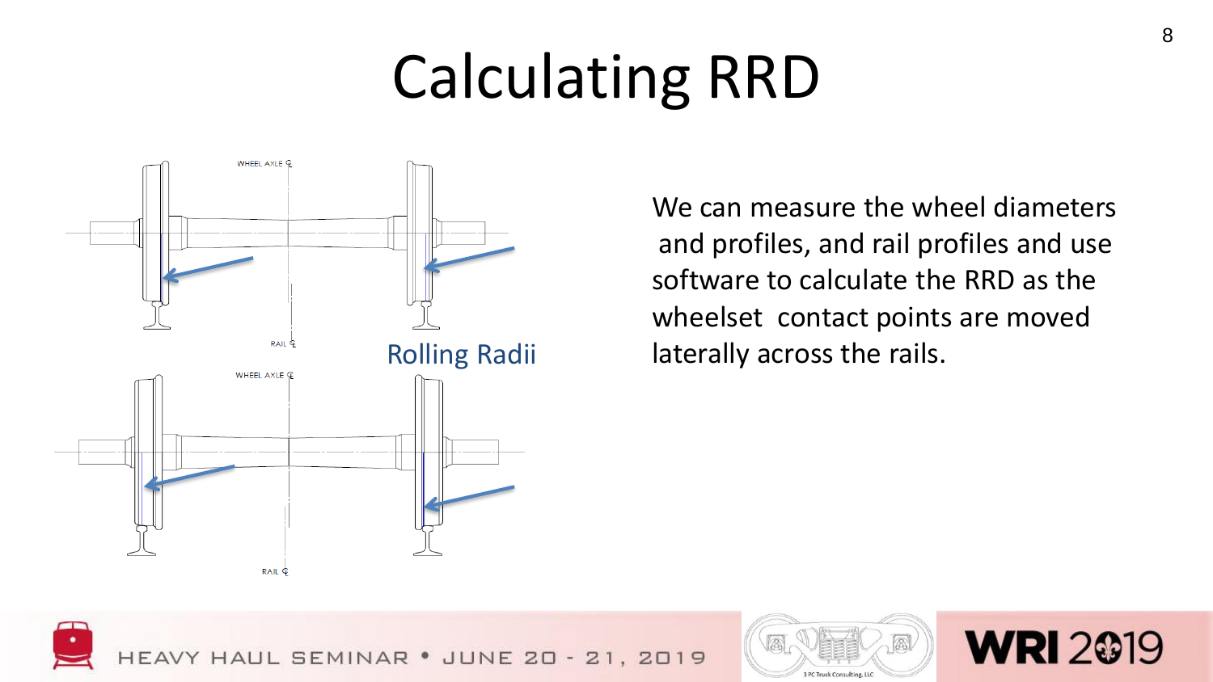# Calculating RRD

WHEEL AXLE ℄

RAIL ℄

Rolling Radii

WHEEL AXLE ℄

RAIL ℄

We can measure the wheel diameters and profiles, and rail profiles and use software to calculate the RRD as the wheelset contact points are moved laterally across the rails.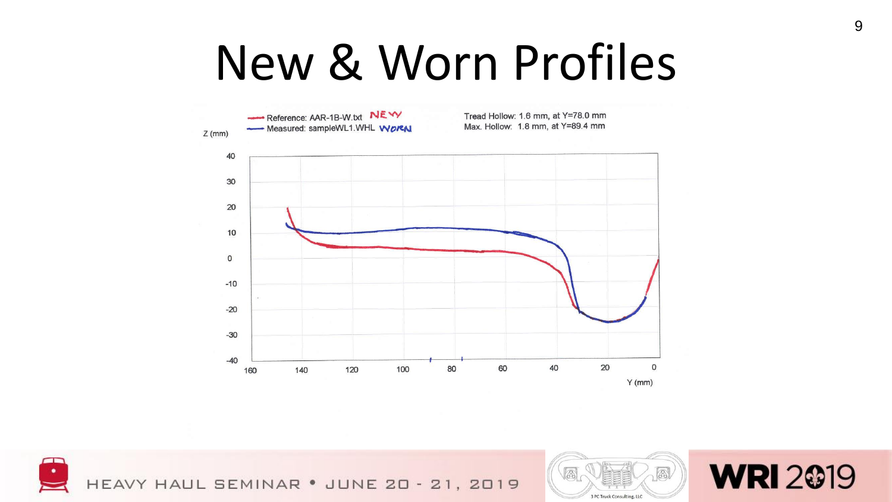# New & Worn Profiles

Reference: AAR-1B-W.txt NEW
Measured: sampleWL1.WHL WORN

Tread Hollow: 1.6 mm, at Y=78.0 mm
Max. Hollow: 1.8 mm, at Y=89.4 mm

Z (mm)

40
30
20
10
0
-10
-20
-30
-40

160 140 120 100 80 60 40 20 0

Y (mm)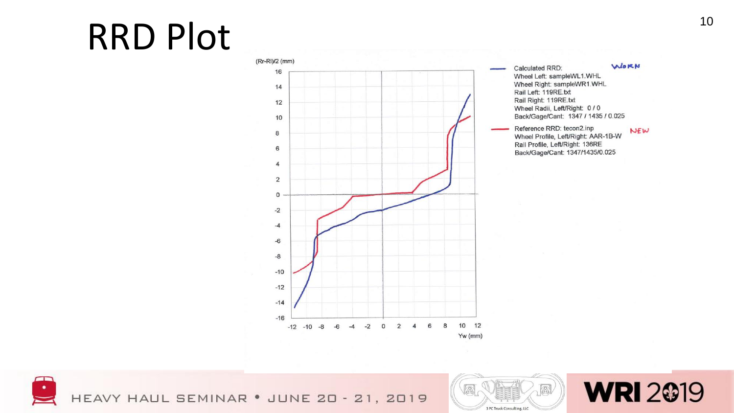# RRD Plot

(Rr-Rl)/2 (mm)

Yw (mm)

Calculated RRD: WORN
Wheel Left: sampleWL1.WHL
Wheel Right: sampleWR1.WHL
Rail Left: 119RE.txt
Rail Right: 119RE.txt
Wheel Radii, Left/Right: 0 / 0
Back/Gage/Cant: 1347 / 1435 / 0.025

Reference RRD: tecon2.inp NEW
Wheel Profile, Left/Right: AAR-1B-W
Rail Profile, Left/Right: 136RE
Back/Gage/Cant: 1347/1435/0.025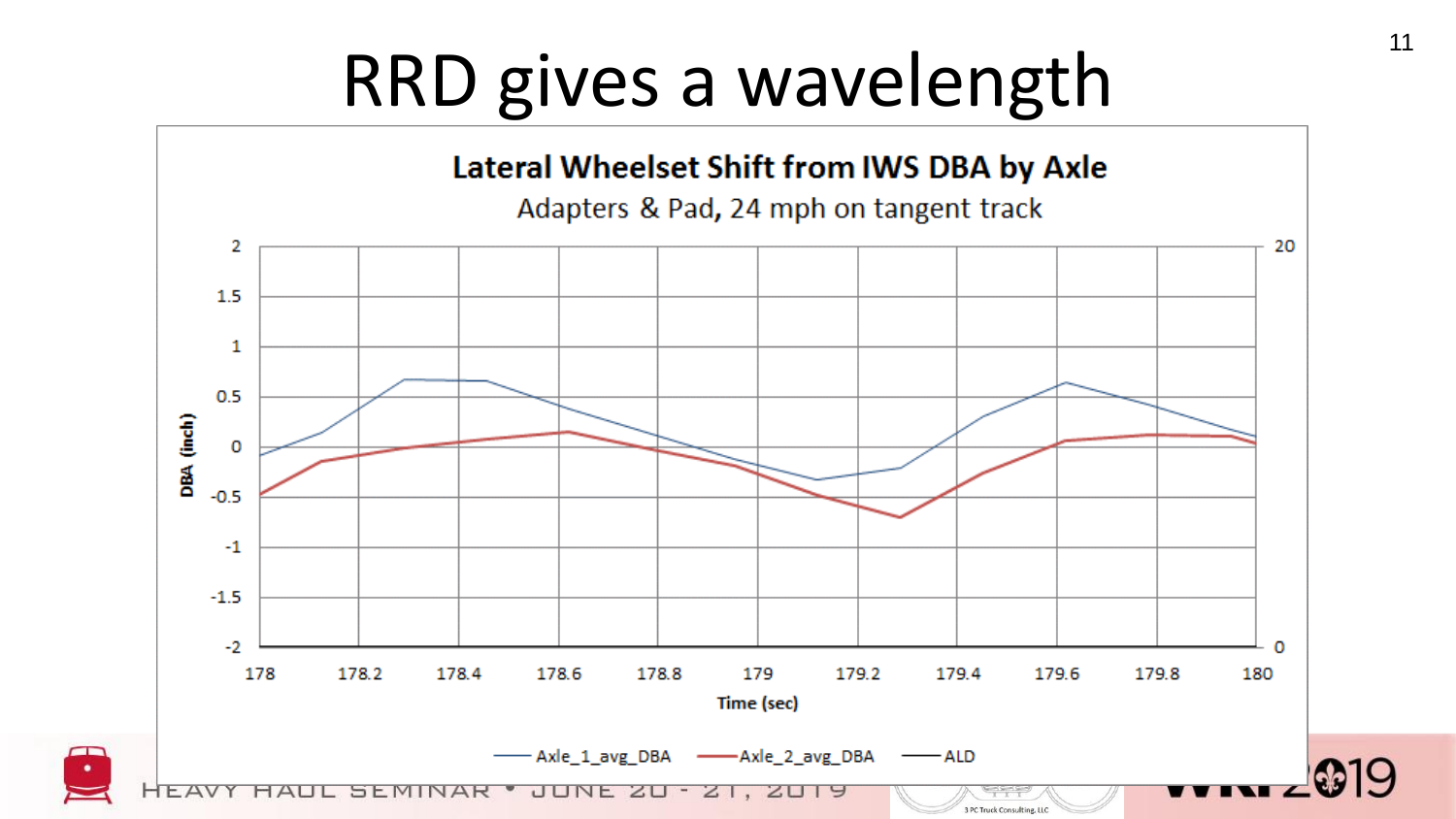# RRD gives a wavelength

**Lateral Wheelset Shift from IWS DBA by Axle**

Adapters & Pad, 24 mph on tangent track

DBA (inch)

Time (sec)

Axle_1_avg_DBA — Axle_2_avg_DBA — ALD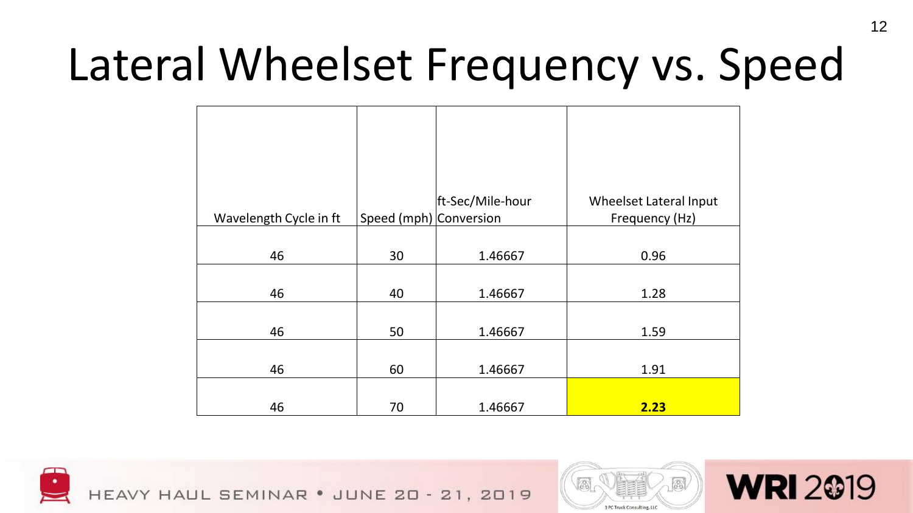# Lateral Wheelset Frequency vs. Speed

| Wavelength Cycle in ft | Speed (mph) | ft-Sec/Mile-hour Conversion | Wheelset Lateral Input Frequency (Hz) |
|---|---|---|---|
| 46 | 30 | 1.46667 | 0.96 |
| 46 | 40 | 1.46667 | 1.28 |
| 46 | 50 | 1.46667 | 1.59 |
| 46 | 60 | 1.46667 | 1.91 |
| 46 | 70 | 1.46667 | **2.23** |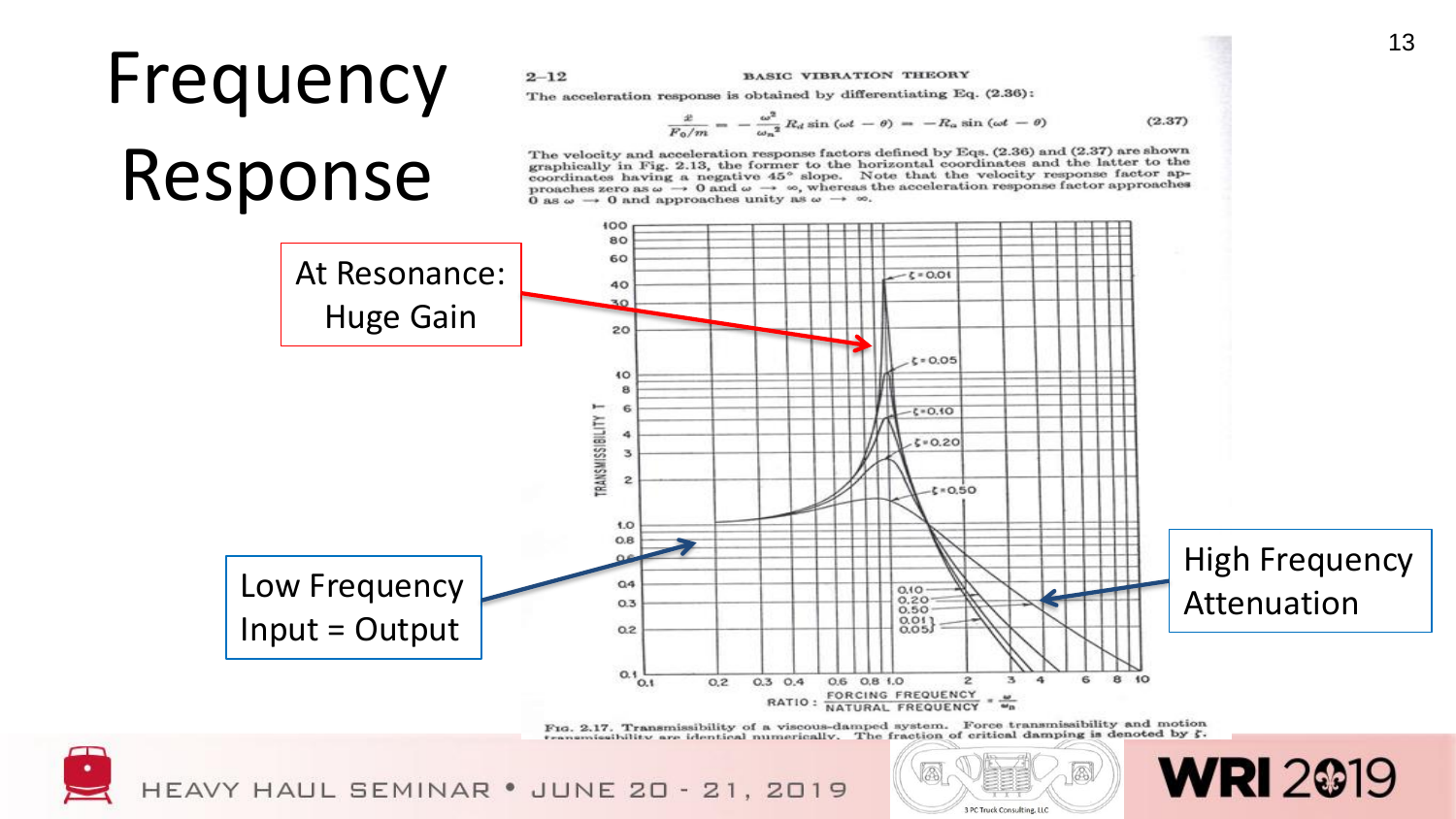# Frequency Response

2–12 BASIC VIBRATION THEORY

The acceleration response is obtained by differentiating Eq. (2.36):

$$\frac{\ddot{x}}{F_0/m} = -\frac{\omega^2}{\omega_n^2} R_d \sin(\omega t - \theta) = -R_a \sin(\omega t - \theta) \qquad (2.37)$$

The velocity and acceleration response factors defined by Eqs. (2.36) and (2.37) are shown graphically in Fig. 2.13, the former to the horizontal coordinates and the latter to the coordinates having a negative 45° slope. Note that the velocity response factor approaches zero as $\omega \to 0$ and $\omega \to \infty$, whereas the acceleration response factor approaches 0 as $\omega \to 0$ and approaches unity as $\omega \to \infty$.

At Resonance: Huge Gain

Low Frequency Input = Output

High Frequency Attenuation

FIG. 2.17. Transmissibility of a viscous-damped system. Force transmissibility and motion transmissibility are identical numerically. The fraction of critical damping is denoted by $\zeta$.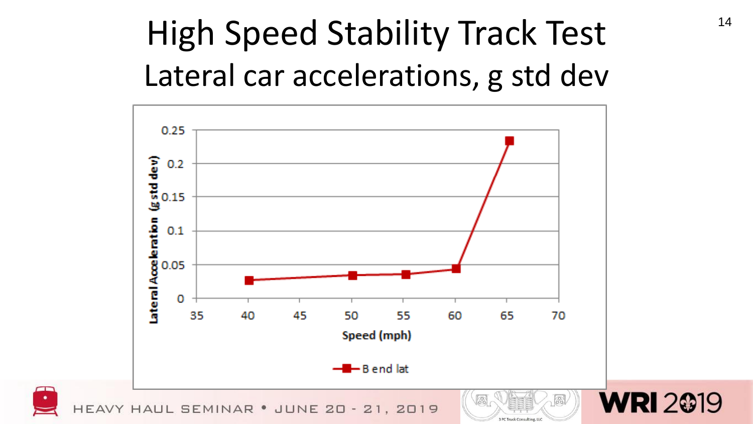# High Speed Stability Track Test

## Lateral car accelerations, g std dev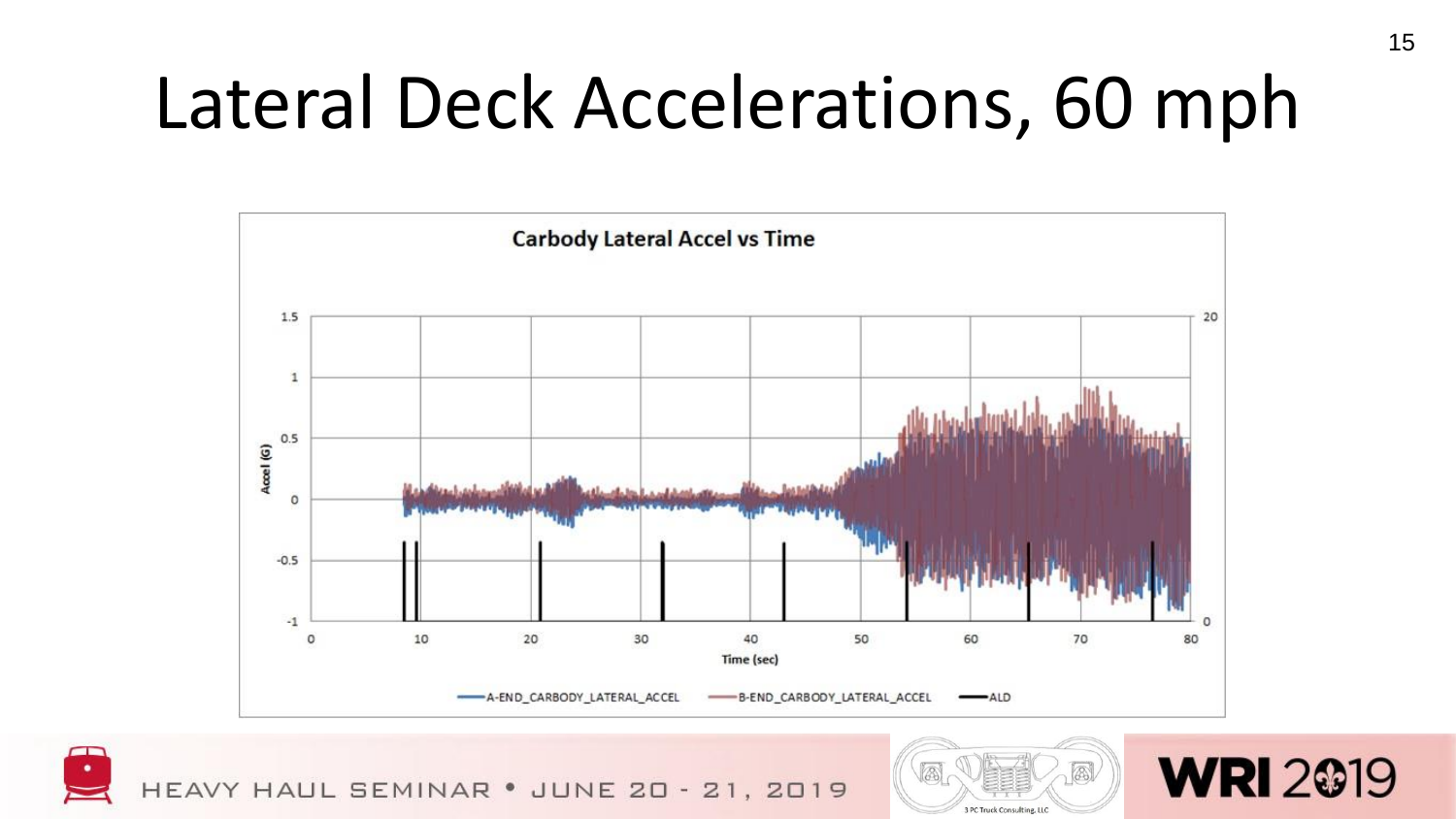# Lateral Deck Accelerations, 60 mph

**Carbody Lateral Accel vs Time**

Accel (G)

Time (sec)

A-END_CARBODY_LATERAL_ACCEL — B-END_CARBODY_LATERAL_ACCEL — ALD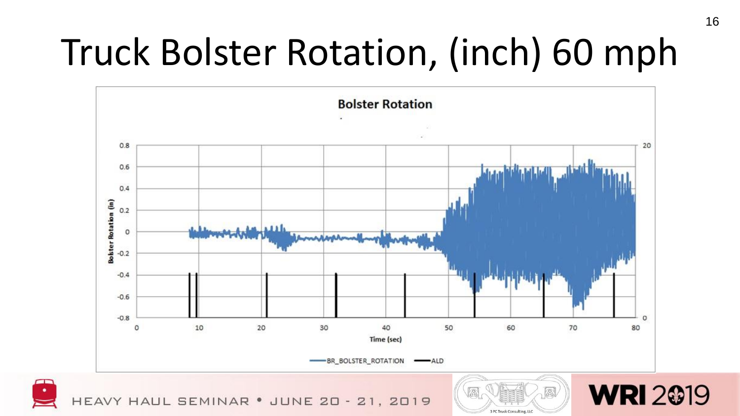# Truck Bolster Rotation, (inch) 60 mph

**Bolster Rotation**

Bolster Rotation (in)

Time (sec)

BR_BOLSTER_ROTATION — ALD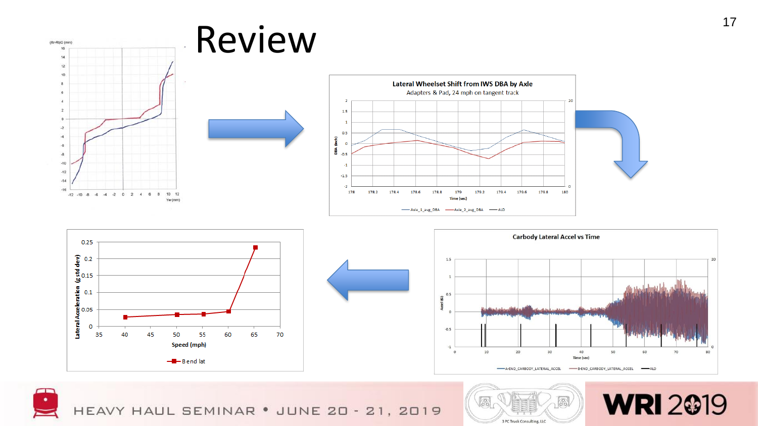# Review

(Rr-Rl)/2 (mm)

Yw (mm)

**Lateral Wheelset Shift from IWS DBA by Axle**

Adapters & Pad, 24 mph on tangent track

DBA (inch)

Time (sec)

Axle_1_avg_DBA — Axle_3_avg_DBA — ALD

**Carbody Lateral Accel vs Time**

Accel (G)

Time (sec)

A-END_CARBODY_LATERAL_ACCEL — B-END_CARBODY_LATERAL_ACCEL — ALD

Lateral Acceleration (g std dev)

Speed (mph)

Bend lat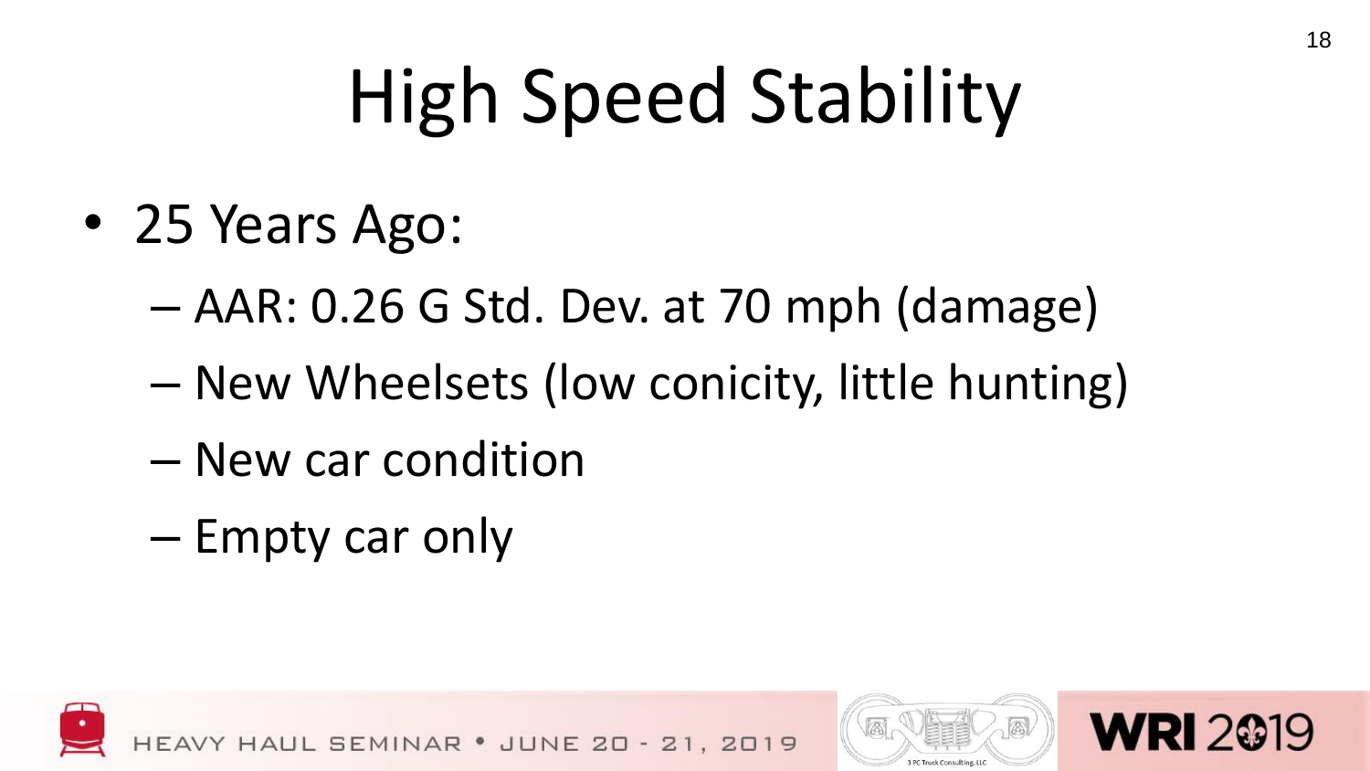# High Speed Stability

- 25 Years Ago:
  - AAR: 0.26 G Std. Dev. at 70 mph (damage)
  - New Wheelsets (low conicity, little hunting)
  - New car condition
  - Empty car only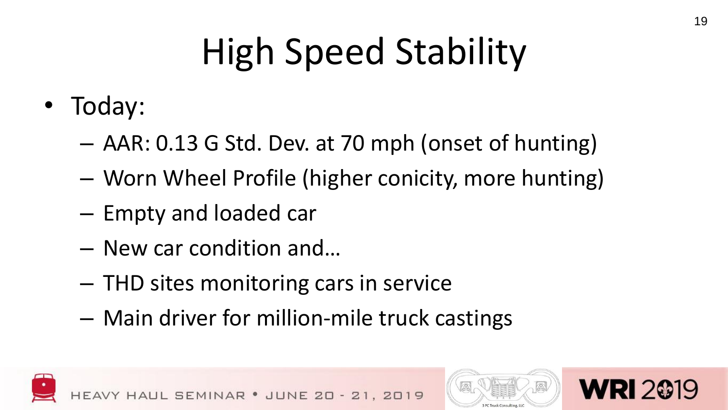# High Speed Stability

- Today:
  - AAR: 0.13 G Std. Dev. at 70 mph (onset of hunting)
  - Worn Wheel Profile (higher conicity, more hunting)
  - Empty and loaded car
  - New car condition and…
  - THD sites monitoring cars in service
  - Main driver for million-mile truck castings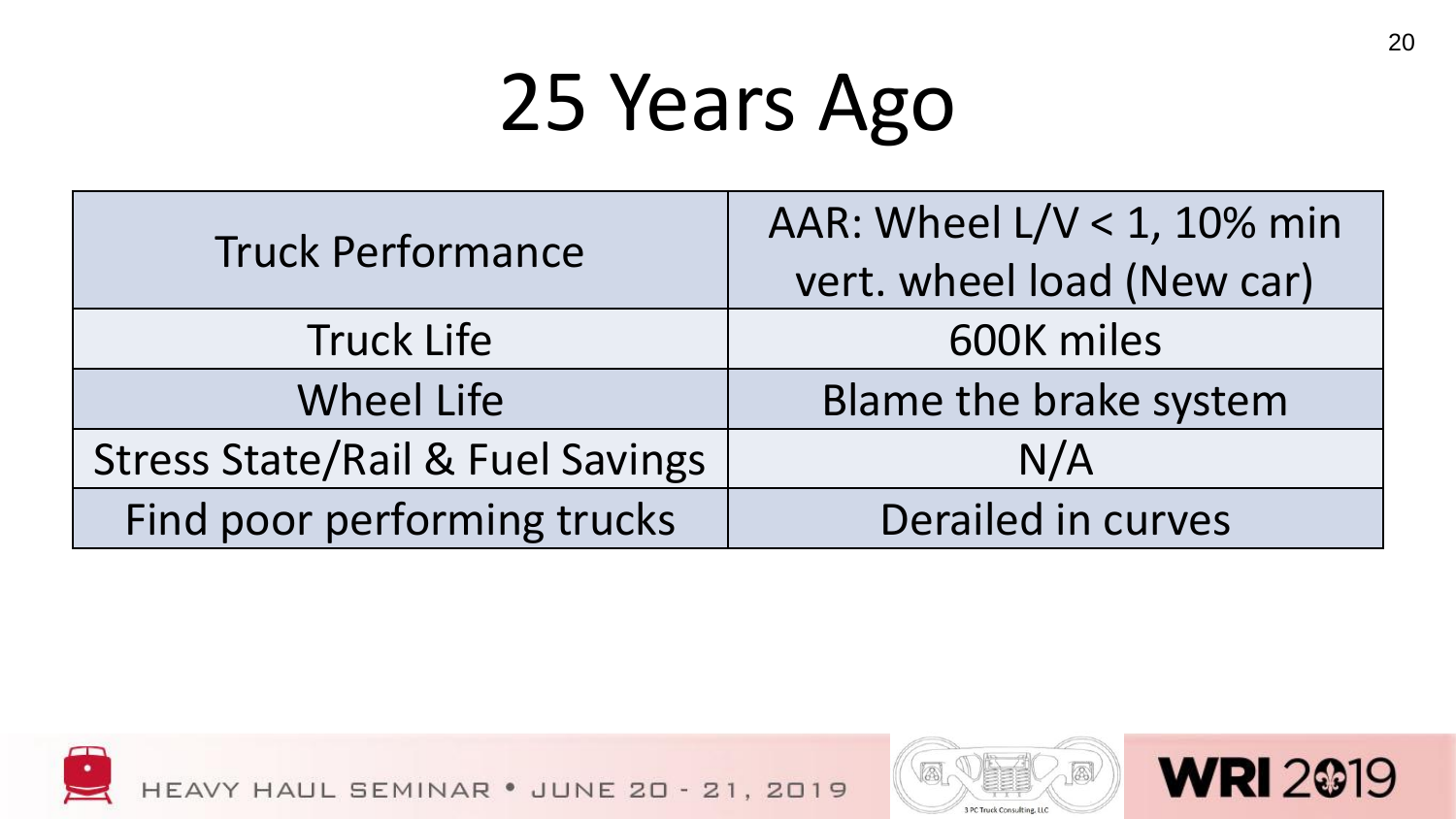# 25 Years Ago

| Truck Performance | AAR: Wheel L/V < 1, 10% min vert. wheel load (New car) |
|---|---|
| Truck Life | 600K miles |
| Wheel Life | Blame the brake system |
| Stress State/Rail & Fuel Savings | N/A |
| Find poor performing trucks | Derailed in curves |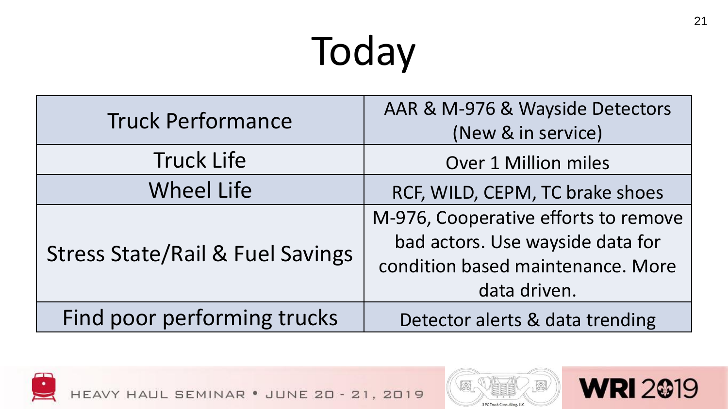# Today

| | |
|---|---|
| Truck Performance | AAR & M-976 & Wayside Detectors (New & in service) |
| Truck Life | Over 1 Million miles |
| Wheel Life | RCF, WILD, CEPM, TC brake shoes |
| Stress State/Rail & Fuel Savings | M-976, Cooperative efforts to remove bad actors. Use wayside data for condition based maintenance. More data driven. |
| Find poor performing trucks | Detector alerts & data trending |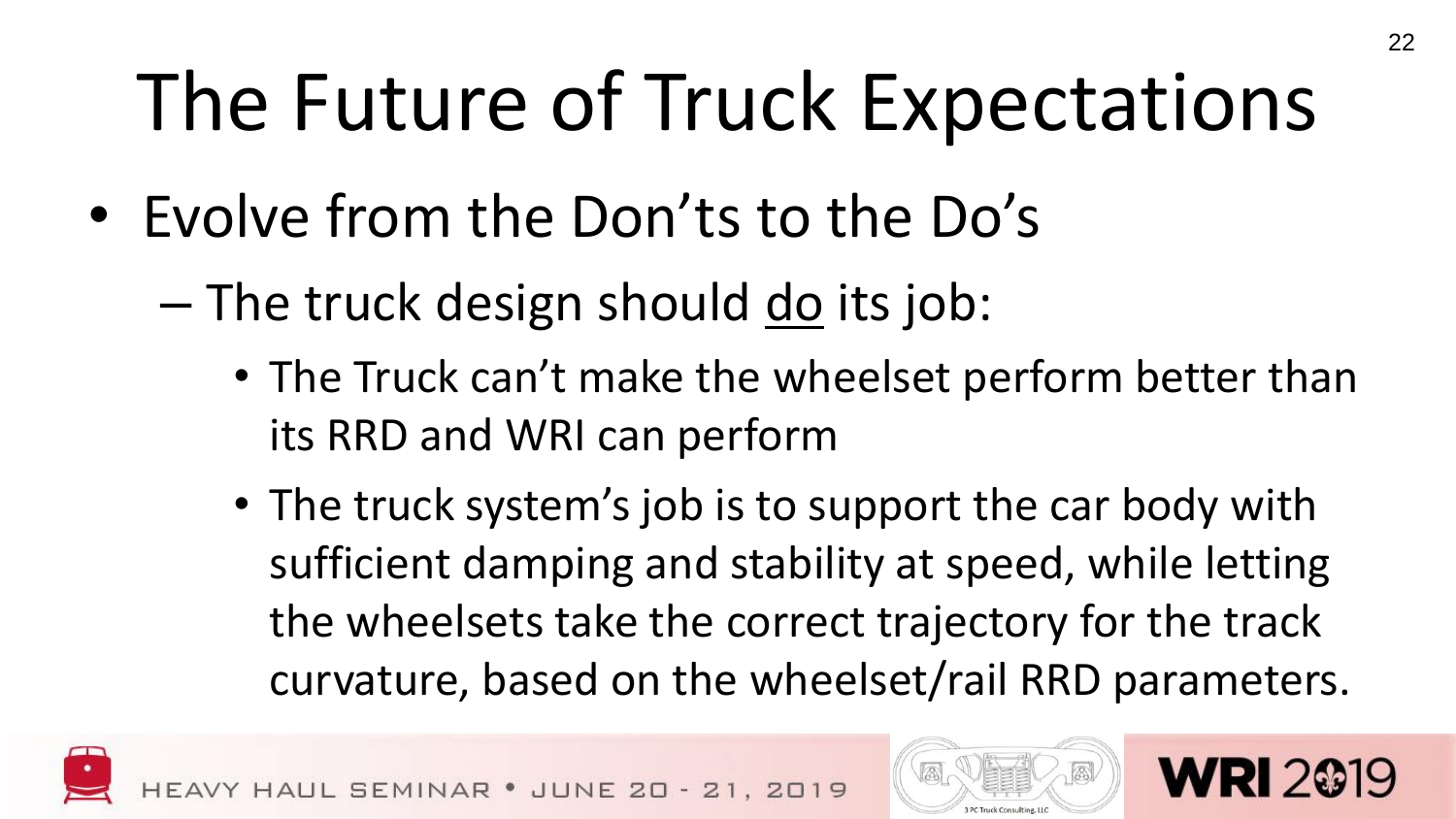# The Future of Truck Expectations

- Evolve from the Don'ts to the Do's
  - The truck design should <u>do</u> its job:
    - The Truck can't make the wheelset perform better than its RRD and WRI can perform
    - The truck system's job is to support the car body with sufficient damping and stability at speed, while letting the wheelsets take the correct trajectory for the track curvature, based on the wheelset/rail RRD parameters.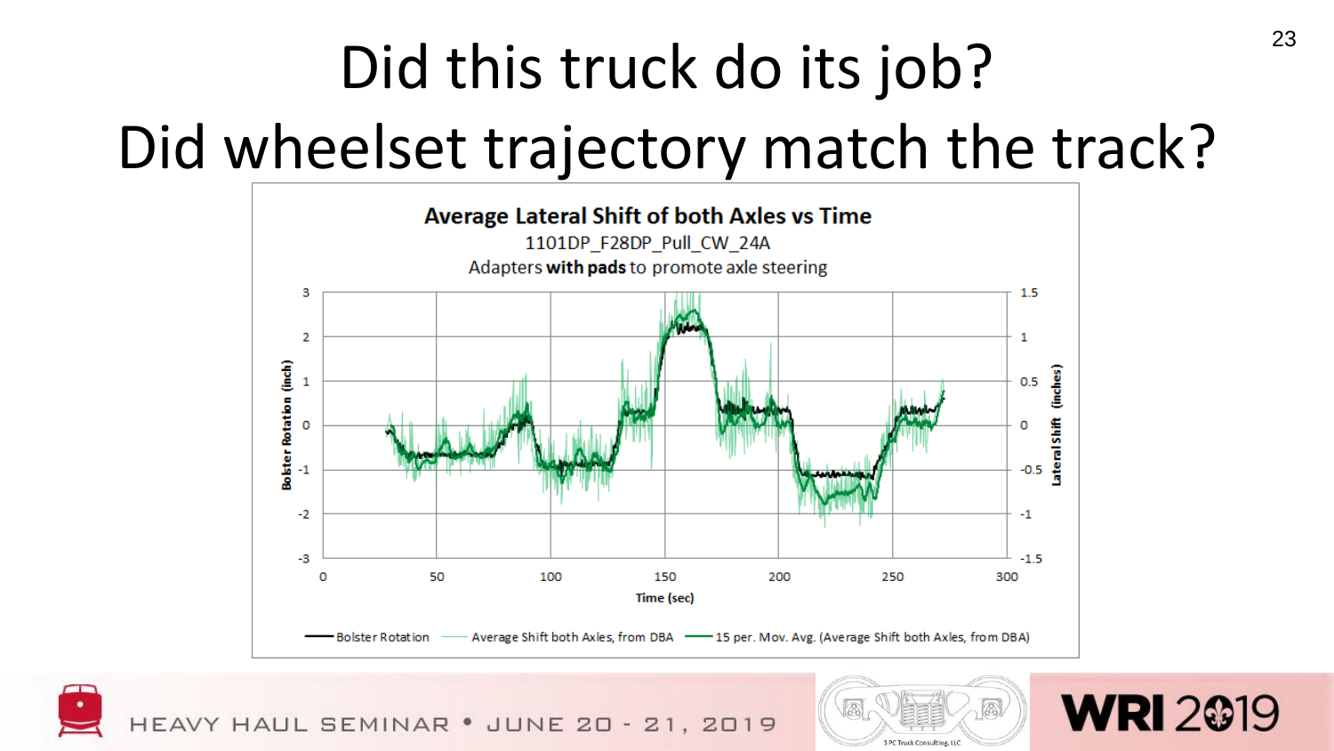# Did this truck do its job?
# Did wheelset trajectory match the track?

**Average Lateral Shift of both Axles vs Time**

1101DP_F28DP_Pull_CW_24A

Adapters **with pads** to promote axle steering

Bolster Rotation (inch)

Lateral Shift (inches)

Time (sec)

Bolster Rotation — Average Shift both Axles, from DBA — 15 per. Mov. Avg. (Average Shift both Axles, from DBA)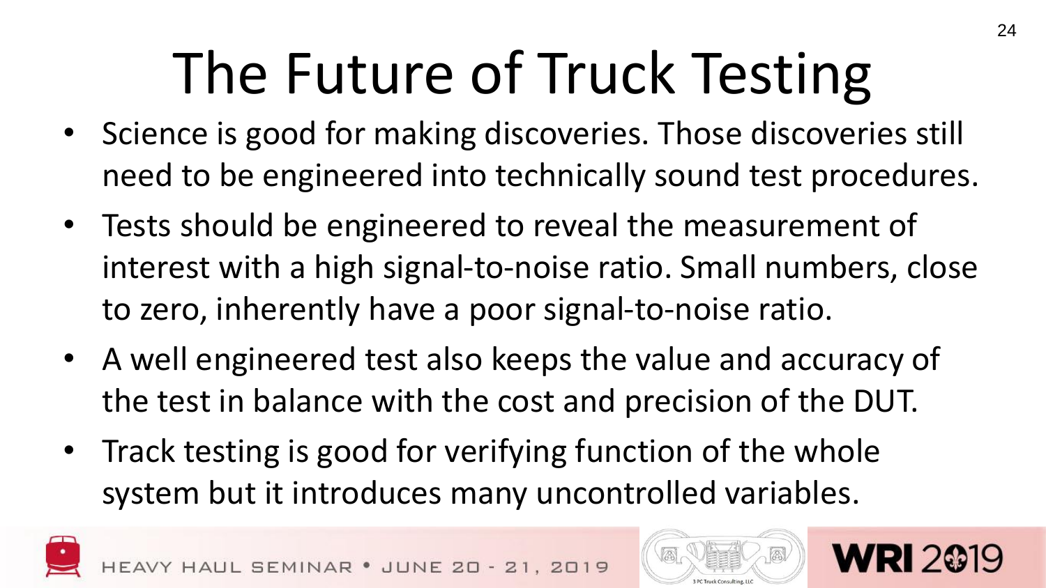# The Future of Truck Testing

- Science is good for making discoveries. Those discoveries still need to be engineered into technically sound test procedures.
- Tests should be engineered to reveal the measurement of interest with a high signal-to-noise ratio. Small numbers, close to zero, inherently have a poor signal-to-noise ratio.
- A well engineered test also keeps the value and accuracy of the test in balance with the cost and precision of the DUT.
- Track testing is good for verifying function of the whole system but it introduces many uncontrolled variables.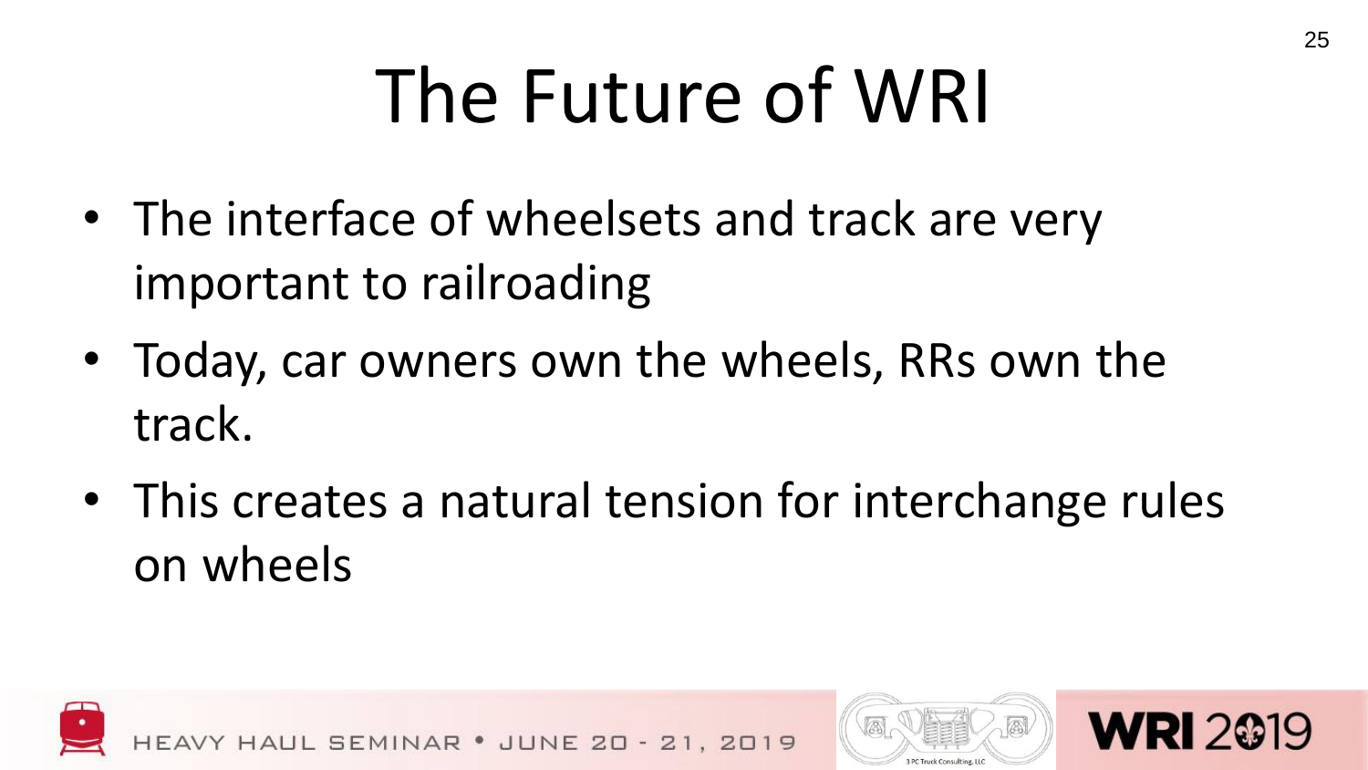# The Future of WRI

- The interface of wheelsets and track are very important to railroading
- Today, car owners own the wheels, RRs own the track.
- This creates a natural tension for interchange rules on wheels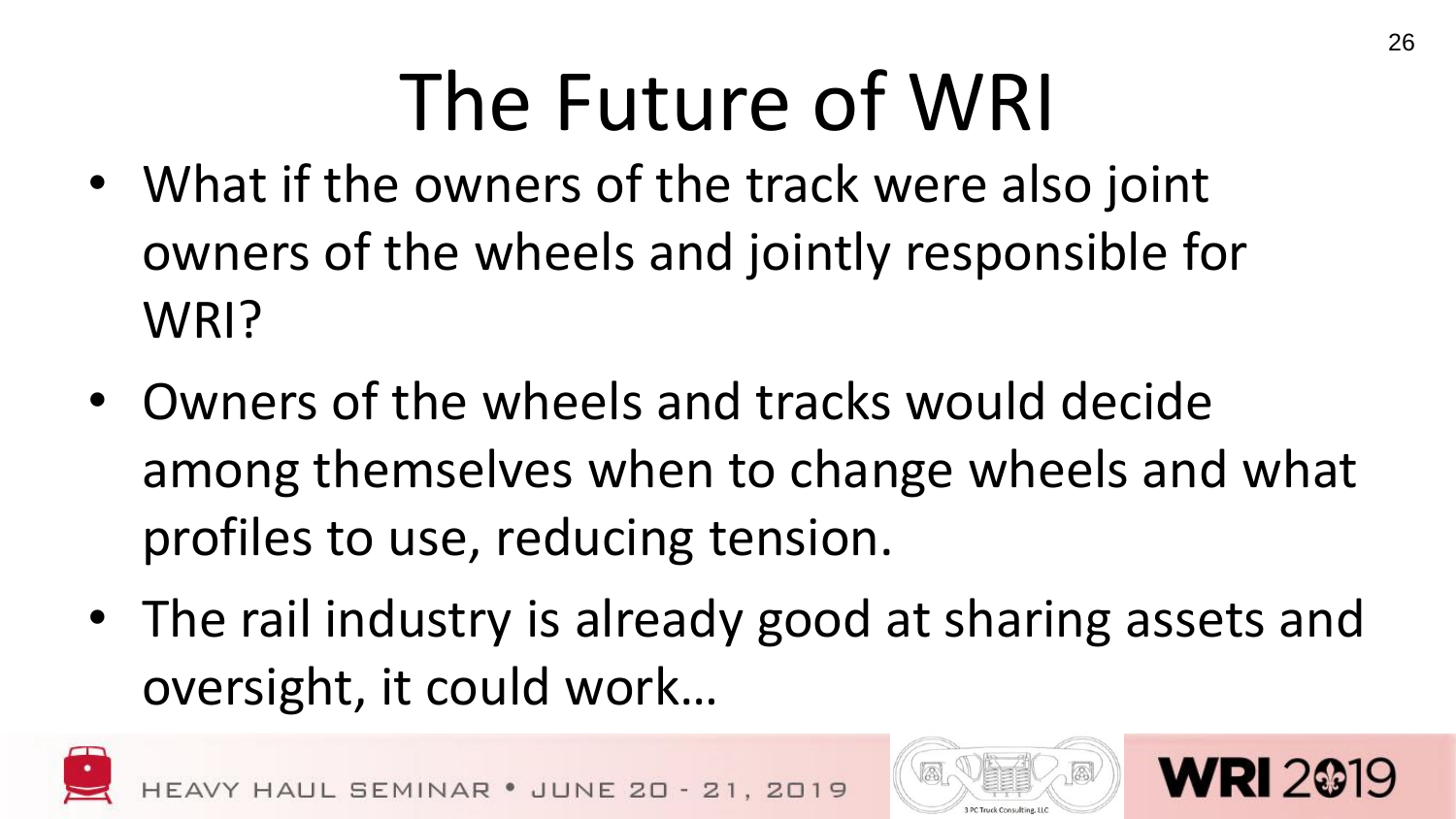# The Future of WRI

- What if the owners of the track were also joint owners of the wheels and jointly responsible for WRI?
- Owners of the wheels and tracks would decide among themselves when to change wheels and what profiles to use, reducing tension.
- The rail industry is already good at sharing assets and oversight, it could work…